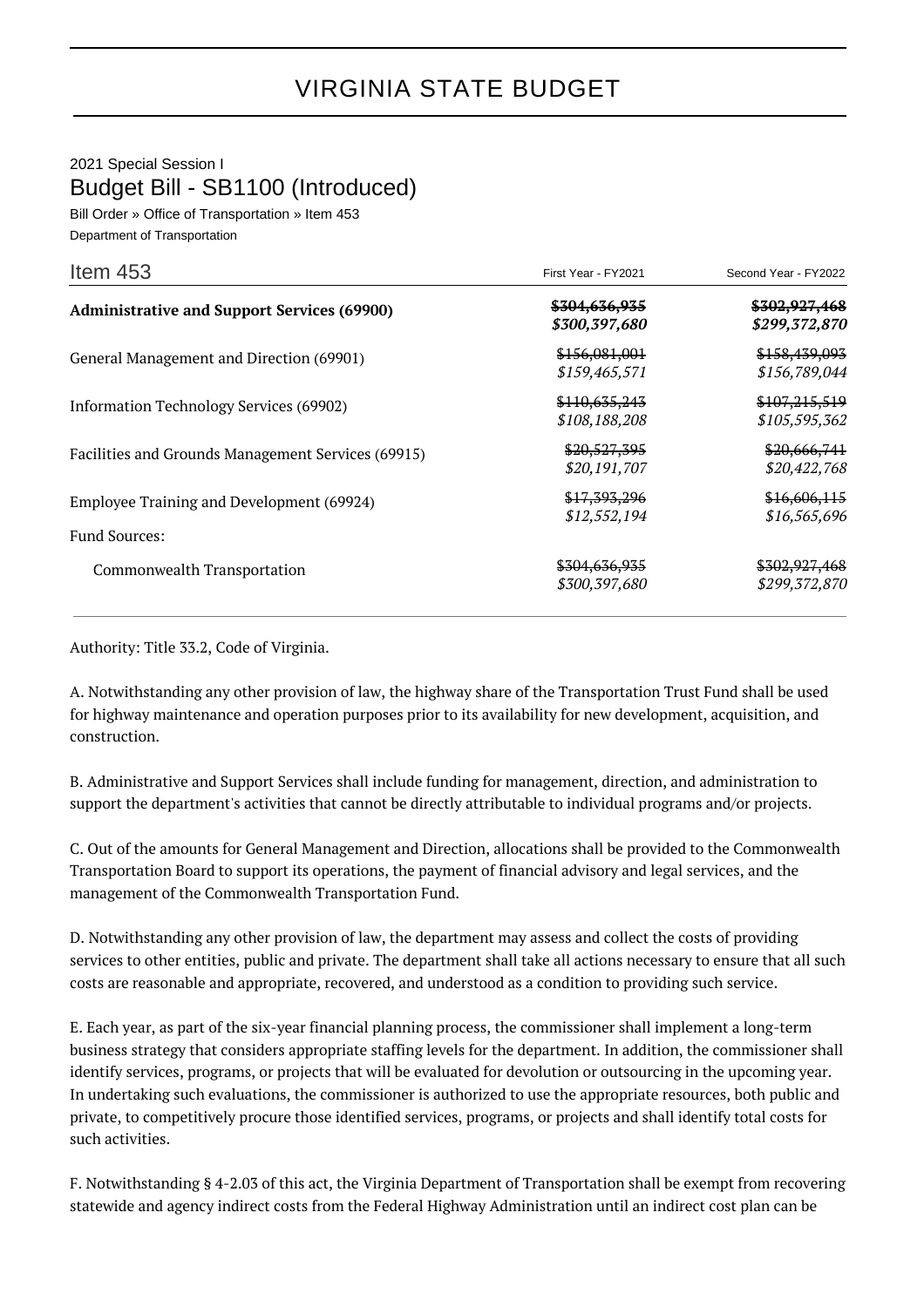# VIRGINIA STATE BUDGET

2021 Special Session I

## Budget Bill - SB1100 (Introduced)

Bill Order » Office of Transportation » Item 453

Department of Transportation

| Item 453 | First Year - FY2021 | Second Year - FY2022 |
|---|---|---|
| **Administrative and Support Services (69900)** | ~~$304,636,935~~ *$300,397,680* | ~~$302,927,468~~ *$299,372,870* |
| General Management and Direction (69901) | ~~$156,081,001~~ *$159,465,571* | ~~$158,439,093~~ *$156,789,044* |
| Information Technology Services (69902) | ~~$110,635,243~~ *$108,188,208* | ~~$107,215,519~~ *$105,595,362* |
| Facilities and Grounds Management Services (69915) | ~~$20,527,395~~ *$20,191,707* | ~~$20,666,741~~ *$20,422,768* |
| Employee Training and Development (69924) | ~~$17,393,296~~ *$12,552,194* | ~~$16,606,115~~ *$16,565,696* |
| Fund Sources: | | |
| Commonwealth Transportation | ~~$304,636,935~~ *$300,397,680* | ~~$302,927,468~~ *$299,372,870* |

Authority: Title 33.2, Code of Virginia.

A. Notwithstanding any other provision of law, the highway share of the Transportation Trust Fund shall be used for highway maintenance and operation purposes prior to its availability for new development, acquisition, and construction.

B. Administrative and Support Services shall include funding for management, direction, and administration to support the department's activities that cannot be directly attributable to individual programs and/or projects.

C. Out of the amounts for General Management and Direction, allocations shall be provided to the Commonwealth Transportation Board to support its operations, the payment of financial advisory and legal services, and the management of the Commonwealth Transportation Fund.

D. Notwithstanding any other provision of law, the department may assess and collect the costs of providing services to other entities, public and private. The department shall take all actions necessary to ensure that all such costs are reasonable and appropriate, recovered, and understood as a condition to providing such service.

E. Each year, as part of the six-year financial planning process, the commissioner shall implement a long-term business strategy that considers appropriate staffing levels for the department. In addition, the commissioner shall identify services, programs, or projects that will be evaluated for devolution or outsourcing in the upcoming year. In undertaking such evaluations, the commissioner is authorized to use the appropriate resources, both public and private, to competitively procure those identified services, programs, or projects and shall identify total costs for such activities.

F. Notwithstanding § 4-2.03 of this act, the Virginia Department of Transportation shall be exempt from recovering statewide and agency indirect costs from the Federal Highway Administration until an indirect cost plan can be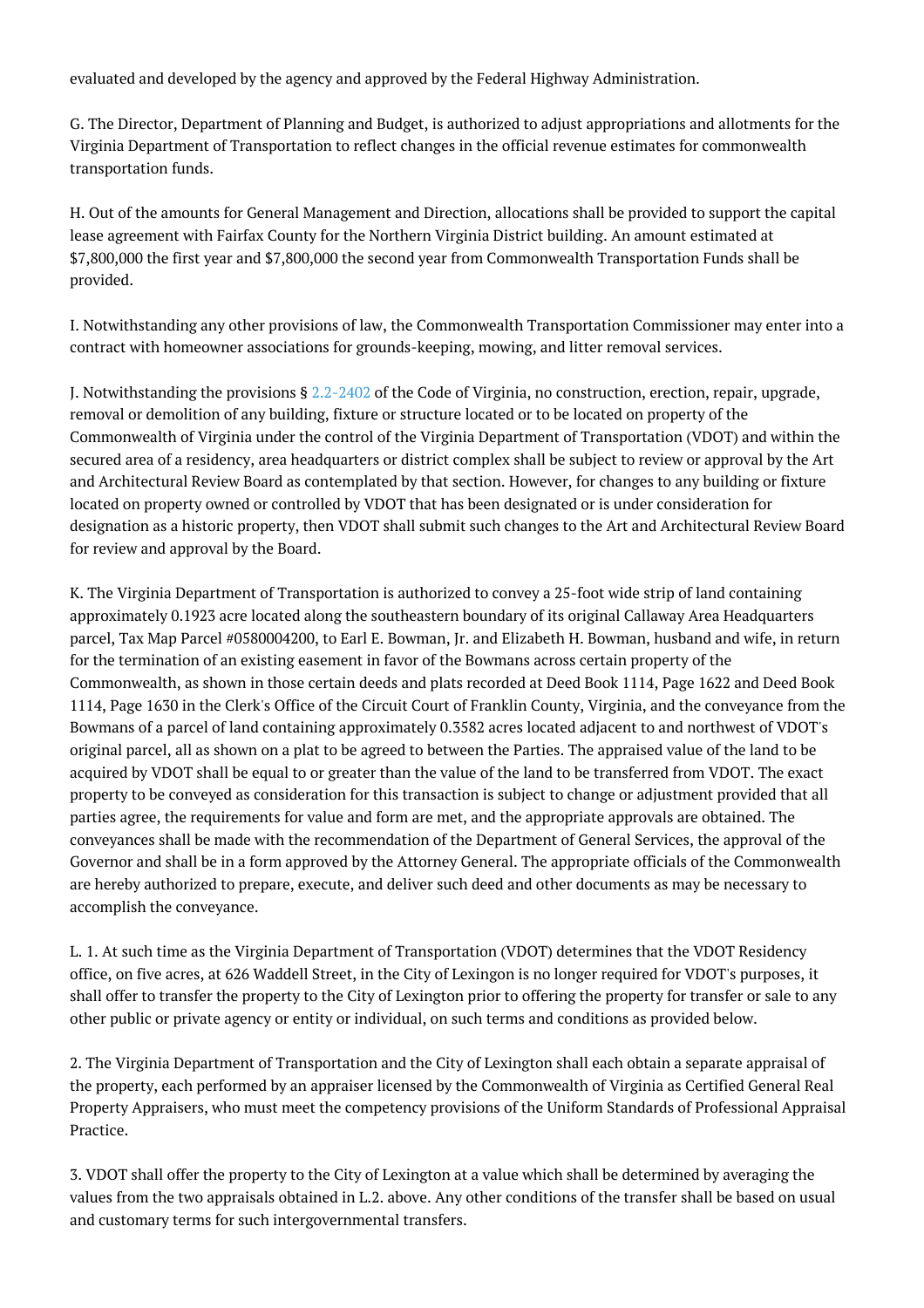evaluated and developed by the agency and approved by the Federal Highway Administration.

G. The Director, Department of Planning and Budget, is authorized to adjust appropriations and allotments for the Virginia Department of Transportation to reflect changes in the official revenue estimates for commonwealth transportation funds.

H. Out of the amounts for General Management and Direction, allocations shall be provided to support the capital lease agreement with Fairfax County for the Northern Virginia District building. An amount estimated at $7,800,000 the first year and $7,800,000 the second year from Commonwealth Transportation Funds shall be provided.

I. Notwithstanding any other provisions of law, the Commonwealth Transportation Commissioner may enter into a contract with homeowner associations for grounds-keeping, mowing, and litter removal services.

J. Notwithstanding the provisions § 2.2-2402 of the Code of Virginia, no construction, erection, repair, upgrade, removal or demolition of any building, fixture or structure located or to be located on property of the Commonwealth of Virginia under the control of the Virginia Department of Transportation (VDOT) and within the secured area of a residency, area headquarters or district complex shall be subject to review or approval by the Art and Architectural Review Board as contemplated by that section. However, for changes to any building or fixture located on property owned or controlled by VDOT that has been designated or is under consideration for designation as a historic property, then VDOT shall submit such changes to the Art and Architectural Review Board for review and approval by the Board.

K. The Virginia Department of Transportation is authorized to convey a 25-foot wide strip of land containing approximately 0.1923 acre located along the southeastern boundary of its original Callaway Area Headquarters parcel, Tax Map Parcel #0580004200, to Earl E. Bowman, Jr. and Elizabeth H. Bowman, husband and wife, in return for the termination of an existing easement in favor of the Bowmans across certain property of the Commonwealth, as shown in those certain deeds and plats recorded at Deed Book 1114, Page 1622 and Deed Book 1114, Page 1630 in the Clerk's Office of the Circuit Court of Franklin County, Virginia, and the conveyance from the Bowmans of a parcel of land containing approximately 0.3582 acres located adjacent to and northwest of VDOT's original parcel, all as shown on a plat to be agreed to between the Parties. The appraised value of the land to be acquired by VDOT shall be equal to or greater than the value of the land to be transferred from VDOT. The exact property to be conveyed as consideration for this transaction is subject to change or adjustment provided that all parties agree, the requirements for value and form are met, and the appropriate approvals are obtained. The conveyances shall be made with the recommendation of the Department of General Services, the approval of the Governor and shall be in a form approved by the Attorney General. The appropriate officials of the Commonwealth are hereby authorized to prepare, execute, and deliver such deed and other documents as may be necessary to accomplish the conveyance.

L. 1. At such time as the Virginia Department of Transportation (VDOT) determines that the VDOT Residency office, on five acres, at 626 Waddell Street, in the City of Lexingon is no longer required for VDOT's purposes, it shall offer to transfer the property to the City of Lexington prior to offering the property for transfer or sale to any other public or private agency or entity or individual, on such terms and conditions as provided below.

2. The Virginia Department of Transportation and the City of Lexington shall each obtain a separate appraisal of the property, each performed by an appraiser licensed by the Commonwealth of Virginia as Certified General Real Property Appraisers, who must meet the competency provisions of the Uniform Standards of Professional Appraisal Practice.

3. VDOT shall offer the property to the City of Lexington at a value which shall be determined by averaging the values from the two appraisals obtained in L.2. above. Any other conditions of the transfer shall be based on usual and customary terms for such intergovernmental transfers.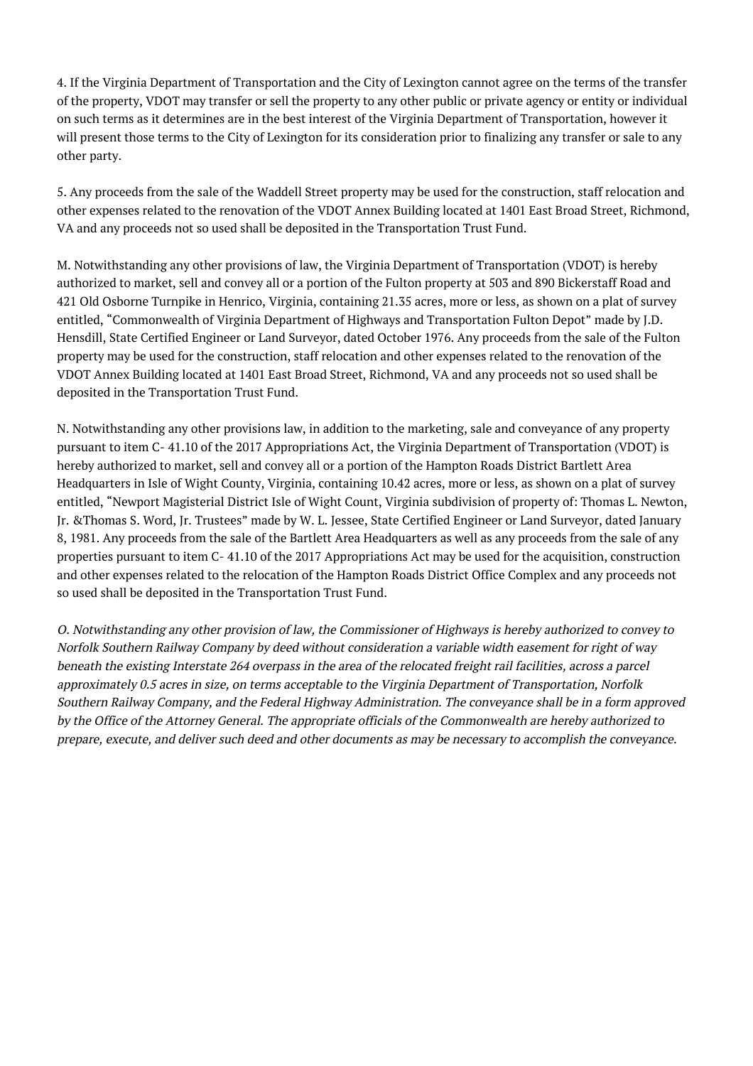4. If the Virginia Department of Transportation and the City of Lexington cannot agree on the terms of the transfer of the property, VDOT may transfer or sell the property to any other public or private agency or entity or individual on such terms as it determines are in the best interest of the Virginia Department of Transportation, however it will present those terms to the City of Lexington for its consideration prior to finalizing any transfer or sale to any other party.

5. Any proceeds from the sale of the Waddell Street property may be used for the construction, staff relocation and other expenses related to the renovation of the VDOT Annex Building located at 1401 East Broad Street, Richmond, VA and any proceeds not so used shall be deposited in the Transportation Trust Fund.

M. Notwithstanding any other provisions of law, the Virginia Department of Transportation (VDOT) is hereby authorized to market, sell and convey all or a portion of the Fulton property at 503 and 890 Bickerstaff Road and 421 Old Osborne Turnpike in Henrico, Virginia, containing 21.35 acres, more or less, as shown on a plat of survey entitled, "Commonwealth of Virginia Department of Highways and Transportation Fulton Depot" made by J.D. Hensdill, State Certified Engineer or Land Surveyor, dated October 1976. Any proceeds from the sale of the Fulton property may be used for the construction, staff relocation and other expenses related to the renovation of the VDOT Annex Building located at 1401 East Broad Street, Richmond, VA and any proceeds not so used shall be deposited in the Transportation Trust Fund.

N. Notwithstanding any other provisions law, in addition to the marketing, sale and conveyance of any property pursuant to item C- 41.10 of the 2017 Appropriations Act, the Virginia Department of Transportation (VDOT) is hereby authorized to market, sell and convey all or a portion of the Hampton Roads District Bartlett Area Headquarters in Isle of Wight County, Virginia, containing 10.42 acres, more or less, as shown on a plat of survey entitled, "Newport Magisterial District Isle of Wight Count, Virginia subdivision of property of: Thomas L. Newton, Jr. &Thomas S. Word, Jr. Trustees" made by W. L. Jessee, State Certified Engineer or Land Surveyor, dated January 8, 1981. Any proceeds from the sale of the Bartlett Area Headquarters as well as any proceeds from the sale of any properties pursuant to item C- 41.10 of the 2017 Appropriations Act may be used for the acquisition, construction and other expenses related to the relocation of the Hampton Roads District Office Complex and any proceeds not so used shall be deposited in the Transportation Trust Fund.

*O. Notwithstanding any other provision of law, the Commissioner of Highways is hereby authorized to convey to Norfolk Southern Railway Company by deed without consideration a variable width easement for right of way beneath the existing Interstate 264 overpass in the area of the relocated freight rail facilities, across a parcel approximately 0.5 acres in size, on terms acceptable to the Virginia Department of Transportation, Norfolk Southern Railway Company, and the Federal Highway Administration. The conveyance shall be in a form approved by the Office of the Attorney General. The appropriate officials of the Commonwealth are hereby authorized to prepare, execute, and deliver such deed and other documents as may be necessary to accomplish the conveyance.*